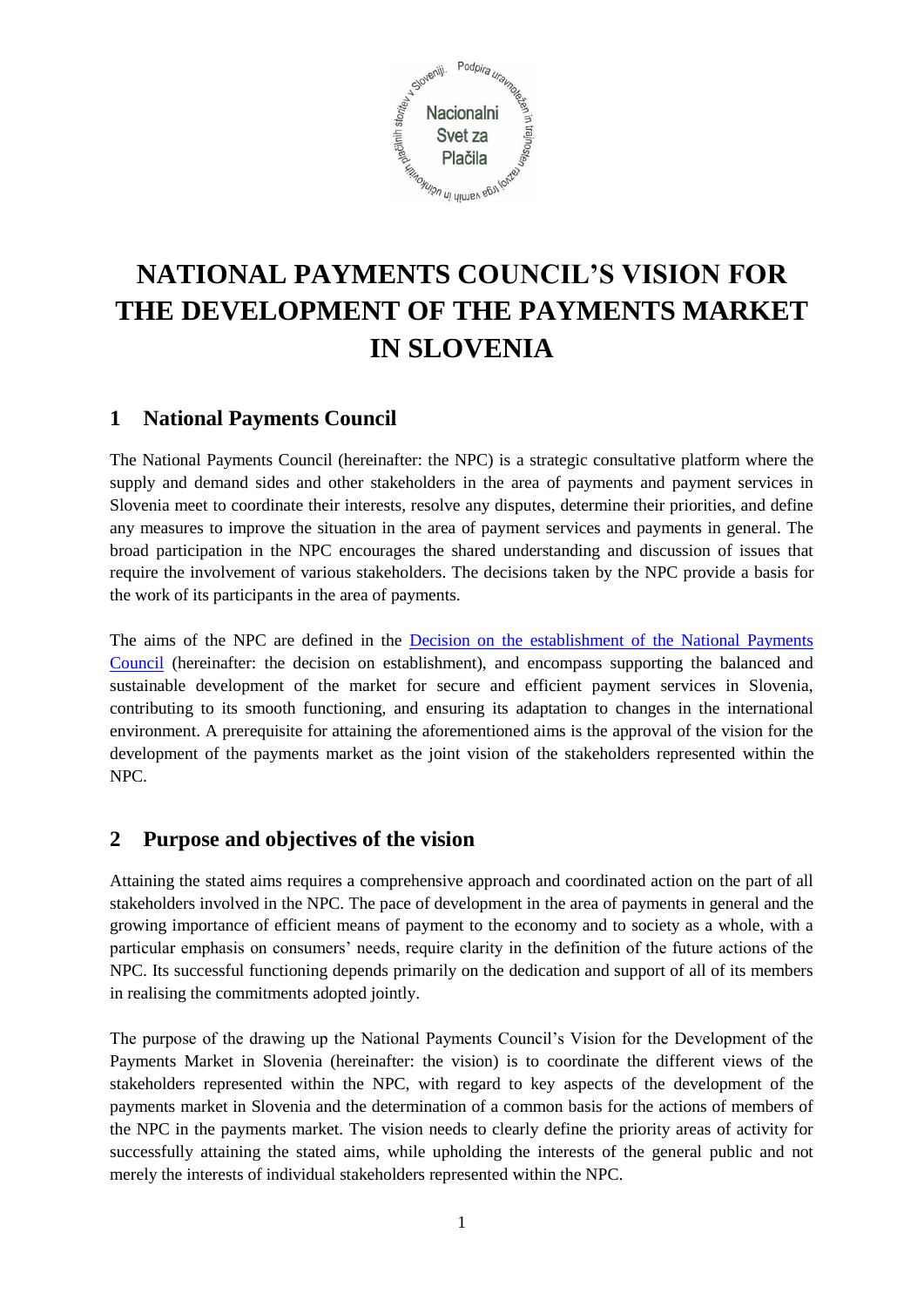# NATIONAL PAYMENTS COUNCIL'S VISION FOR THE DEVELOPMENT OF THE PAYMENTS MARKET IN SLOVENIA

## 1 National Payments Council

The National Payments Council (hereinafter: the NPC) is a strategic consultative platform where the supply and demand sides and other stakeholders in the area of payments and payment services in Slovenia meet to coordinate their interests, resolve any disputes, determine their priorities, and define any measures to improve the situation in the area of payment services and payments in general. The broad participation in the NPC encourages the shared understanding and discussion of issues that require the involvement of various stakeholders. The decisions taken by the NPC provide a basis for the work of its participants in the area of payments.

The aims of the NPC are defined in the Decision on the establishment of the National Payments Council (hereinafter: the decision on establishment), and encompass supporting the balanced and sustainable development of the market for secure and efficient payment services in Slovenia, contributing to its smooth functioning, and ensuring its adaptation to changes in the international environment. A prerequisite for attaining the aforementioned aims is the approval of the vision for the development of the payments market as the joint vision of the stakeholders represented within the NPC.

## 2 Purpose and objectives of the vision

Attaining the stated aims requires a comprehensive approach and coordinated action on the part of all stakeholders involved in the NPC. The pace of development in the area of payments in general and the growing importance of efficient means of payment to the economy and to society as a whole, with a particular emphasis on consumers' needs, require clarity in the definition of the future actions of the NPC. Its successful functioning depends primarily on the dedication and support of all of its members in realising the commitments adopted jointly.

The purpose of the drawing up the National Payments Council's Vision for the Development of the Payments Market in Slovenia (hereinafter: the vision) is to coordinate the different views of the stakeholders represented within the NPC, with regard to key aspects of the development of the payments market in Slovenia and the determination of a common basis for the actions of members of the NPC in the payments market. The vision needs to clearly define the priority areas of activity for successfully attaining the stated aims, while upholding the interests of the general public and not merely the interests of individual stakeholders represented within the NPC.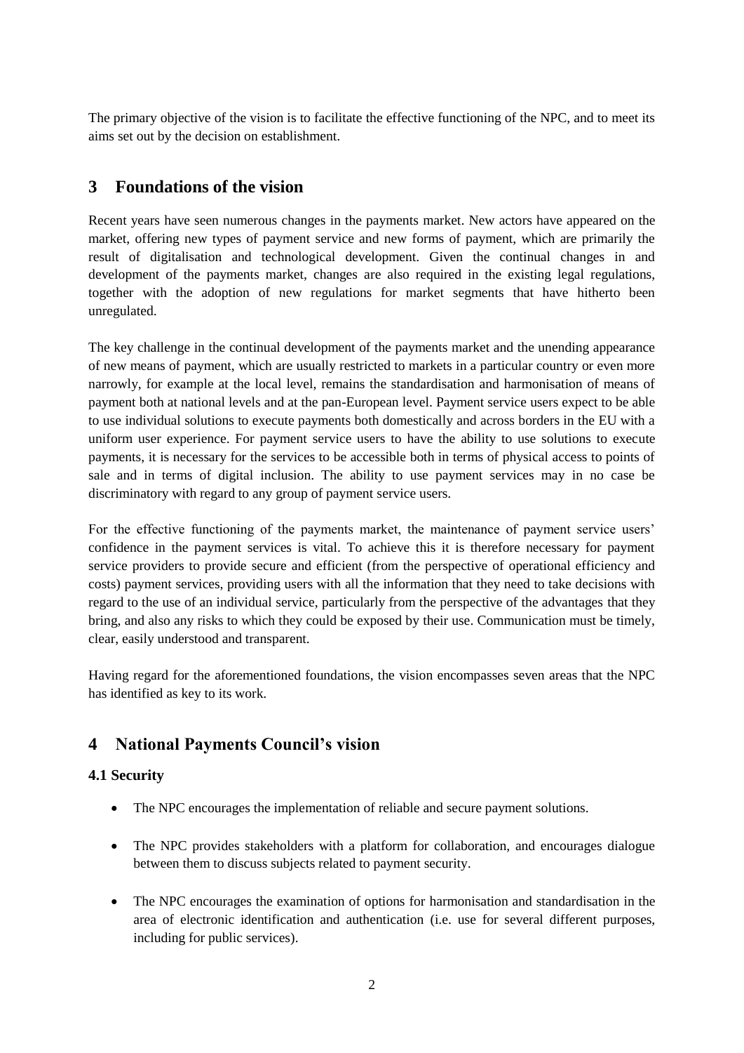The primary objective of the vision is to facilitate the effective functioning of the NPC, and to meet its aims set out by the decision on establishment.

## 3 Foundations of the vision

Recent years have seen numerous changes in the payments market. New actors have appeared on the market, offering new types of payment service and new forms of payment, which are primarily the result of digitalisation and technological development. Given the continual changes in and development of the payments market, changes are also required in the existing legal regulations, together with the adoption of new regulations for market segments that have hitherto been unregulated.

The key challenge in the continual development of the payments market and the unending appearance of new means of payment, which are usually restricted to markets in a particular country or even more narrowly, for example at the local level, remains the standardisation and harmonisation of means of payment both at national levels and at the pan-European level. Payment service users expect to be able to use individual solutions to execute payments both domestically and across borders in the EU with a uniform user experience. For payment service users to have the ability to use solutions to execute payments, it is necessary for the services to be accessible both in terms of physical access to points of sale and in terms of digital inclusion. The ability to use payment services may in no case be discriminatory with regard to any group of payment service users.

For the effective functioning of the payments market, the maintenance of payment service users' confidence in the payment services is vital. To achieve this it is therefore necessary for payment service providers to provide secure and efficient (from the perspective of operational efficiency and costs) payment services, providing users with all the information that they need to take decisions with regard to the use of an individual service, particularly from the perspective of the advantages that they bring, and also any risks to which they could be exposed by their use. Communication must be timely, clear, easily understood and transparent.

Having regard for the aforementioned foundations, the vision encompasses seven areas that the NPC has identified as key to its work.

## 4 National Payments Council's vision

### 4.1 Security

- The NPC encourages the implementation of reliable and secure payment solutions.
- The NPC provides stakeholders with a platform for collaboration, and encourages dialogue between them to discuss subjects related to payment security.
- The NPC encourages the examination of options for harmonisation and standardisation in the area of electronic identification and authentication (i.e. use for several different purposes, including for public services).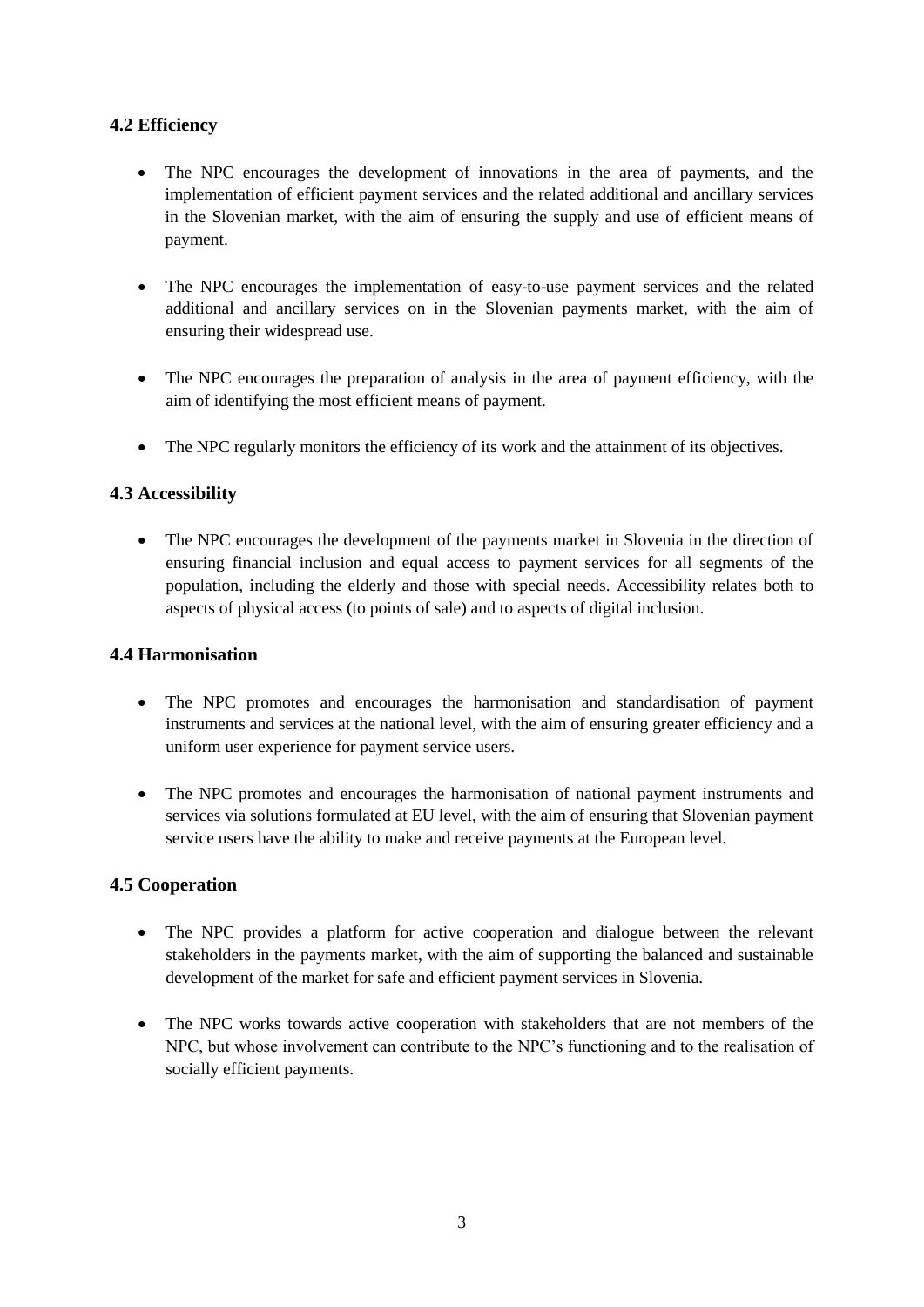### 4.2 Efficiency

- The NPC encourages the development of innovations in the area of payments, and the implementation of efficient payment services and the related additional and ancillary services in the Slovenian market, with the aim of ensuring the supply and use of efficient means of payment.

- The NPC encourages the implementation of easy-to-use payment services and the related additional and ancillary services on in the Slovenian payments market, with the aim of ensuring their widespread use.

- The NPC encourages the preparation of analysis in the area of payment efficiency, with the aim of identifying the most efficient means of payment.

- The NPC regularly monitors the efficiency of its work and the attainment of its objectives.

### 4.3 Accessibility

- The NPC encourages the development of the payments market in Slovenia in the direction of ensuring financial inclusion and equal access to payment services for all segments of the population, including the elderly and those with special needs. Accessibility relates both to aspects of physical access (to points of sale) and to aspects of digital inclusion.

### 4.4 Harmonisation

- The NPC promotes and encourages the harmonisation and standardisation of payment instruments and services at the national level, with the aim of ensuring greater efficiency and a uniform user experience for payment service users.

- The NPC promotes and encourages the harmonisation of national payment instruments and services via solutions formulated at EU level, with the aim of ensuring that Slovenian payment service users have the ability to make and receive payments at the European level.

### 4.5 Cooperation

- The NPC provides a platform for active cooperation and dialogue between the relevant stakeholders in the payments market, with the aim of supporting the balanced and sustainable development of the market for safe and efficient payment services in Slovenia.

- The NPC works towards active cooperation with stakeholders that are not members of the NPC, but whose involvement can contribute to the NPC's functioning and to the realisation of socially efficient payments.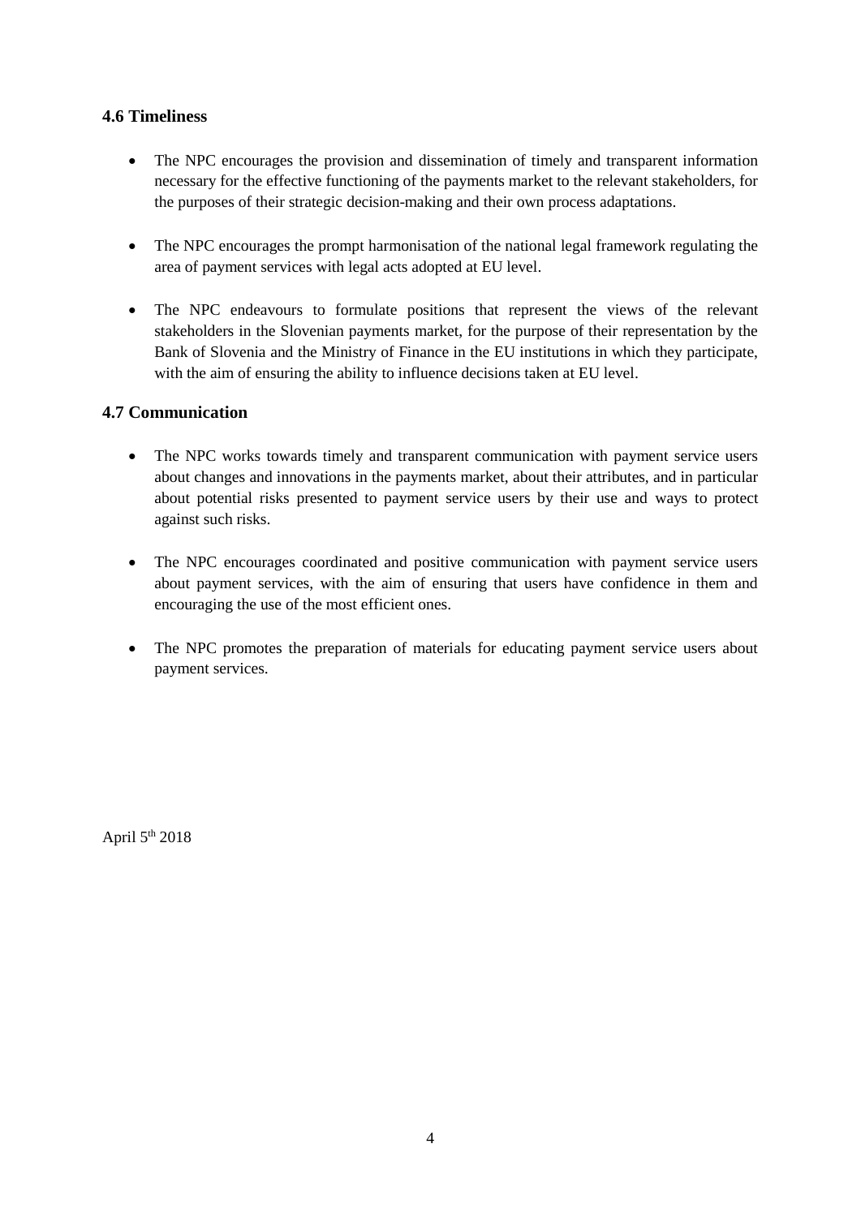### 4.6 Timeliness

- The NPC encourages the provision and dissemination of timely and transparent information necessary for the effective functioning of the payments market to the relevant stakeholders, for the purposes of their strategic decision-making and their own process adaptations.

- The NPC encourages the prompt harmonisation of the national legal framework regulating the area of payment services with legal acts adopted at EU level.

- The NPC endeavours to formulate positions that represent the views of the relevant stakeholders in the Slovenian payments market, for the purpose of their representation by the Bank of Slovenia and the Ministry of Finance in the EU institutions in which they participate, with the aim of ensuring the ability to influence decisions taken at EU level.

### 4.7 Communication

- The NPC works towards timely and transparent communication with payment service users about changes and innovations in the payments market, about their attributes, and in particular about potential risks presented to payment service users by their use and ways to protect against such risks.

- The NPC encourages coordinated and positive communication with payment service users about payment services, with the aim of ensuring that users have confidence in them and encouraging the use of the most efficient ones.

- The NPC promotes the preparation of materials for educating payment service users about payment services.

April 5th 2018